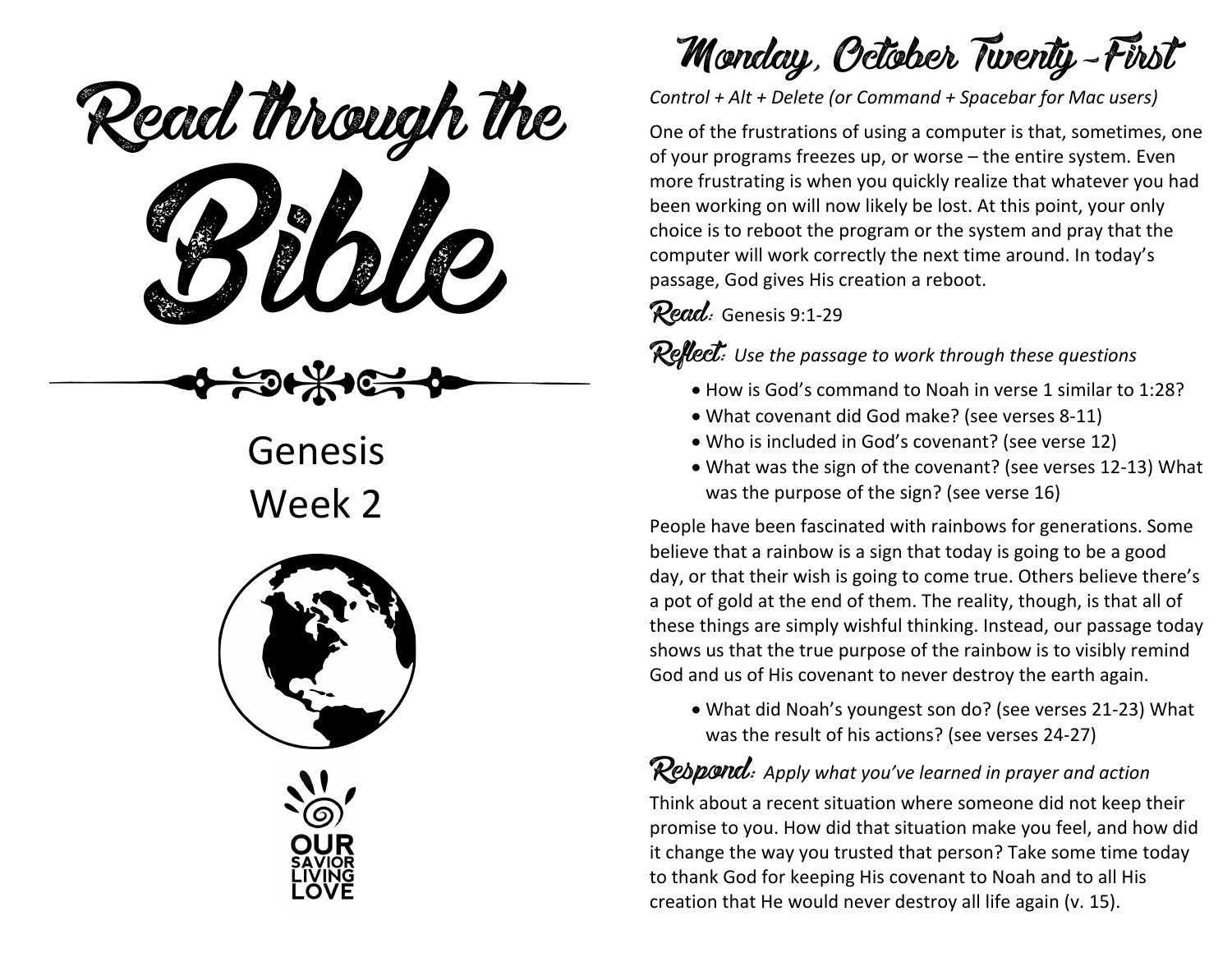# Read through the Bible

Genesis
Week 2

OUR SAVIOR LIVING LOVE

## Monday, October Twenty-First

*Control + Alt + Delete (or Command + Spacebar for Mac users)*

One of the frustrations of using a computer is that, sometimes, one of your programs freezes up, or worse – the entire system. Even more frustrating is when you quickly realize that whatever you had been working on will now likely be lost. At this point, your only choice is to reboot the program or the system and pray that the computer will work correctly the next time around. In today's passage, God gives His creation a reboot.

**Read:** Genesis 9:1-29

**Reflect:** *Use the passage to work through these questions*

- How is God's command to Noah in verse 1 similar to 1:28?
- What covenant did God make? (see verses 8-11)
- Who is included in God's covenant? (see verse 12)
- What was the sign of the covenant? (see verses 12-13) What was the purpose of the sign? (see verse 16)

People have been fascinated with rainbows for generations. Some believe that a rainbow is a sign that today is going to be a good day, or that their wish is going to come true. Others believe there's a pot of gold at the end of them. The reality, though, is that all of these things are simply wishful thinking. Instead, our passage today shows us that the true purpose of the rainbow is to visibly remind God and us of His covenant to never destroy the earth again.

- What did Noah's youngest son do? (see verses 21-23) What was the result of his actions? (see verses 24-27)

**Respond:** *Apply what you've learned in prayer and action*

Think about a recent situation where someone did not keep their promise to you. How did that situation make you feel, and how did it change the way you trusted that person? Take some time today to thank God for keeping His covenant to Noah and to all His creation that He would never destroy all life again (v. 15).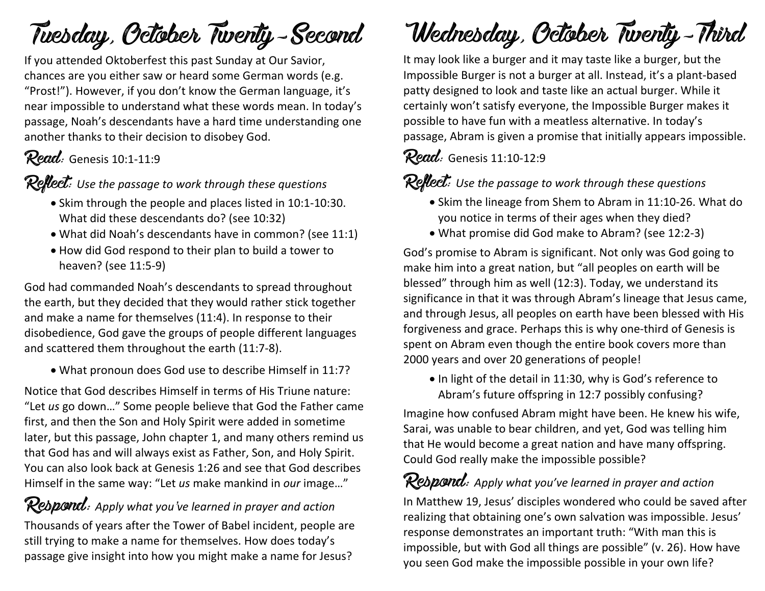# Tuesday, October Twenty-Second

If you attended Oktoberfest this past Sunday at Our Savior, chances are you either saw or heard some German words (e.g. "Prost!"). However, if you don't know the German language, it's near impossible to understand what these words mean. In today's passage, Noah's descendants have a hard time understanding one another thanks to their decision to disobey God.

## Read: Genesis 10:1-11:9

## Reflect: *Use the passage to work through these questions*

- Skim through the people and places listed in 10:1-10:30. What did these descendants do? (see 10:32)
- What did Noah's descendants have in common? (see 11:1)
- How did God respond to their plan to build a tower to heaven? (see 11:5-9)

God had commanded Noah's descendants to spread throughout the earth, but they decided that they would rather stick together and make a name for themselves (11:4). In response to their disobedience, God gave the groups of people different languages and scattered them throughout the earth (11:7-8).

- What pronoun does God use to describe Himself in 11:7?

Notice that God describes Himself in terms of His Triune nature: "Let *us* go down…" Some people believe that God the Father came first, and then the Son and Holy Spirit were added in sometime later, but this passage, John chapter 1, and many others remind us that God has and will always exist as Father, Son, and Holy Spirit. You can also look back at Genesis 1:26 and see that God describes Himself in the same way: "Let *us* make mankind in *our* image…"

## Respond: *Apply what you've learned in prayer and action*

Thousands of years after the Tower of Babel incident, people are still trying to make a name for themselves. How does today's passage give insight into how you might make a name for Jesus?

# Wednesday, October Twenty-Third

It may look like a burger and it may taste like a burger, but the Impossible Burger is not a burger at all. Instead, it's a plant-based patty designed to look and taste like an actual burger. While it certainly won't satisfy everyone, the Impossible Burger makes it possible to have fun with a meatless alternative. In today's passage, Abram is given a promise that initially appears impossible.

## Read: Genesis 11:10-12:9

## Reflect: *Use the passage to work through these questions*

- Skim the lineage from Shem to Abram in 11:10-26. What do you notice in terms of their ages when they died?
- What promise did God make to Abram? (see 12:2-3)

God's promise to Abram is significant. Not only was God going to make him into a great nation, but "all peoples on earth will be blessed" through him as well (12:3). Today, we understand its significance in that it was through Abram's lineage that Jesus came, and through Jesus, all peoples on earth have been blessed with His forgiveness and grace. Perhaps this is why one-third of Genesis is spent on Abram even though the entire book covers more than 2000 years and over 20 generations of people!

- In light of the detail in 11:30, why is God's reference to Abram's future offspring in 12:7 possibly confusing?

Imagine how confused Abram might have been. He knew his wife, Sarai, was unable to bear children, and yet, God was telling him that He would become a great nation and have many offspring. Could God really make the impossible possible?

## Respond: *Apply what you've learned in prayer and action*

In Matthew 19, Jesus' disciples wondered who could be saved after realizing that obtaining one's own salvation was impossible. Jesus' response demonstrates an important truth: "With man this is impossible, but with God all things are possible" (v. 26). How have you seen God make the impossible possible in your own life?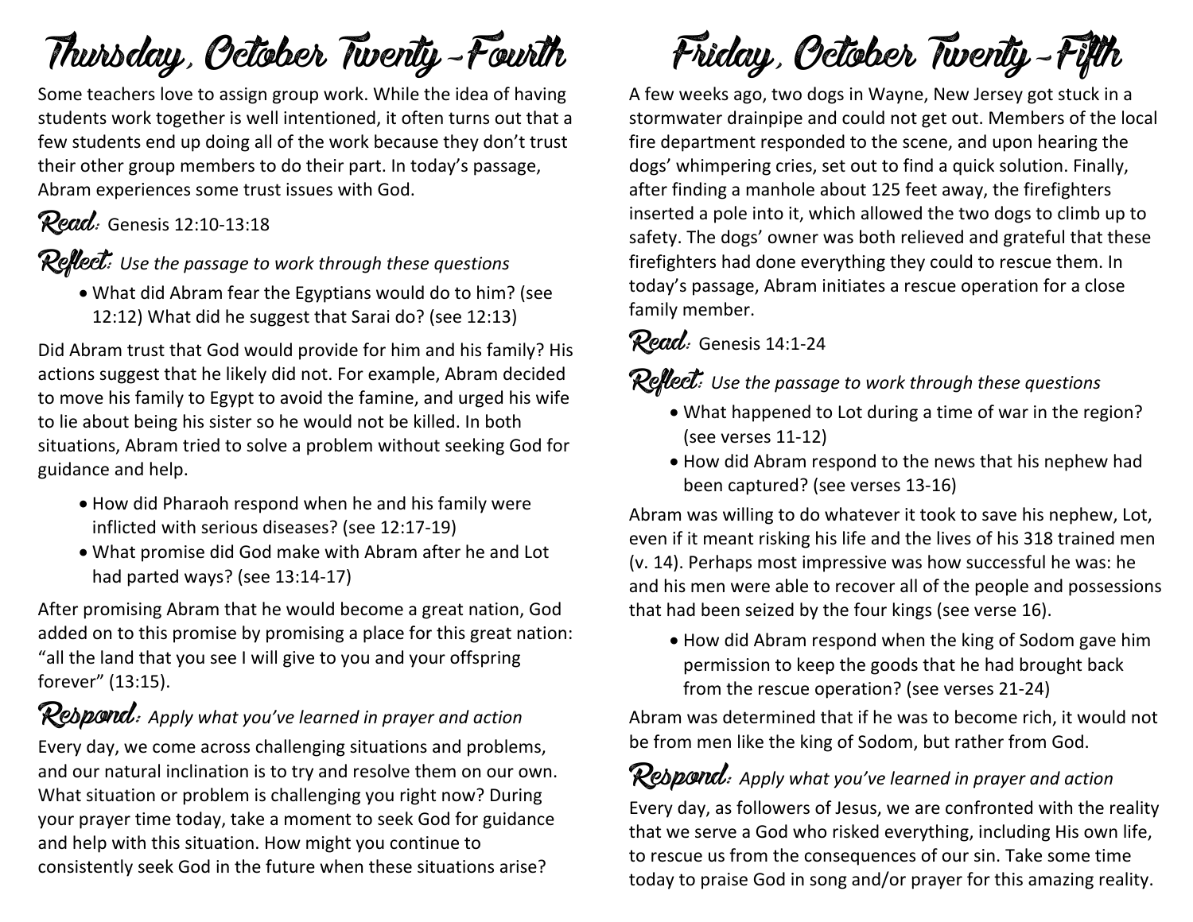# Thursday, October Twenty-Fourth

Some teachers love to assign group work. While the idea of having students work together is well intentioned, it often turns out that a few students end up doing all of the work because they don't trust their other group members to do their part. In today's passage, Abram experiences some trust issues with God.

**Read:** Genesis 12:10-13:18

**Reflect:** *Use the passage to work through these questions*

- What did Abram fear the Egyptians would do to him? (see 12:12) What did he suggest that Sarai do? (see 12:13)

Did Abram trust that God would provide for him and his family? His actions suggest that he likely did not. For example, Abram decided to move his family to Egypt to avoid the famine, and urged his wife to lie about being his sister so he would not be killed. In both situations, Abram tried to solve a problem without seeking God for guidance and help.

- How did Pharaoh respond when he and his family were inflicted with serious diseases? (see 12:17-19)
- What promise did God make with Abram after he and Lot had parted ways? (see 13:14-17)

After promising Abram that he would become a great nation, God added on to this promise by promising a place for this great nation: "all the land that you see I will give to you and your offspring forever" (13:15).

**Respond:** *Apply what you've learned in prayer and action*

Every day, we come across challenging situations and problems, and our natural inclination is to try and resolve them on our own. What situation or problem is challenging you right now? During your prayer time today, take a moment to seek God for guidance and help with this situation. How might you continue to consistently seek God in the future when these situations arise?

# Friday, October Twenty-Fifth

A few weeks ago, two dogs in Wayne, New Jersey got stuck in a stormwater drainpipe and could not get out. Members of the local fire department responded to the scene, and upon hearing the dogs' whimpering cries, set out to find a quick solution. Finally, after finding a manhole about 125 feet away, the firefighters inserted a pole into it, which allowed the two dogs to climb up to safety. The dogs' owner was both relieved and grateful that these firefighters had done everything they could to rescue them. In today's passage, Abram initiates a rescue operation for a close family member.

**Read:** Genesis 14:1-24

**Reflect:** *Use the passage to work through these questions*

- What happened to Lot during a time of war in the region? (see verses 11-12)
- How did Abram respond to the news that his nephew had been captured? (see verses 13-16)

Abram was willing to do whatever it took to save his nephew, Lot, even if it meant risking his life and the lives of his 318 trained men (v. 14). Perhaps most impressive was how successful he was: he and his men were able to recover all of the people and possessions that had been seized by the four kings (see verse 16).

- How did Abram respond when the king of Sodom gave him permission to keep the goods that he had brought back from the rescue operation? (see verses 21-24)

Abram was determined that if he was to become rich, it would not be from men like the king of Sodom, but rather from God.

**Respond:** *Apply what you've learned in prayer and action*

Every day, as followers of Jesus, we are confronted with the reality that we serve a God who risked everything, including His own life, to rescue us from the consequences of our sin. Take some time today to praise God in song and/or prayer for this amazing reality.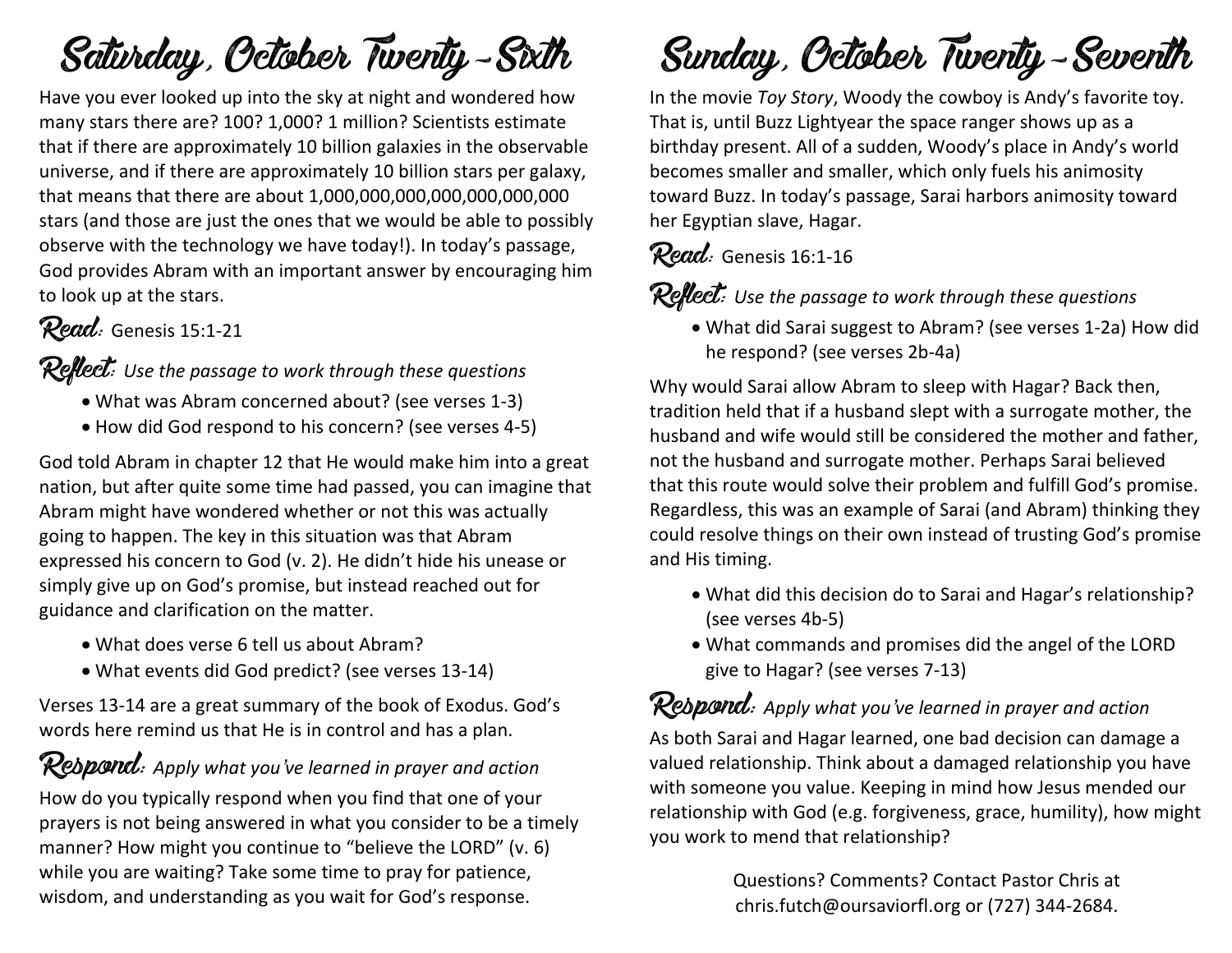# Saturday, October Twenty-Sixth

Have you ever looked up into the sky at night and wondered how many stars there are? 100? 1,000? 1 million? Scientists estimate that if there are approximately 10 billion galaxies in the observable universe, and if there are approximately 10 billion stars per galaxy, that means that there are about 1,000,000,000,000,000,000,000 stars (and those are just the ones that we would be able to possibly observe with the technology we have today!). In today's passage, God provides Abram with an important answer by encouraging him to look up at the stars.

**Read:** Genesis 15:1-21

**Reflect:** *Use the passage to work through these questions*

- What was Abram concerned about? (see verses 1-3)
- How did God respond to his concern? (see verses 4-5)

God told Abram in chapter 12 that He would make him into a great nation, but after quite some time had passed, you can imagine that Abram might have wondered whether or not this was actually going to happen. The key in this situation was that Abram expressed his concern to God (v. 2). He didn't hide his unease or simply give up on God's promise, but instead reached out for guidance and clarification on the matter.

- What does verse 6 tell us about Abram?
- What events did God predict? (see verses 13-14)

Verses 13-14 are a great summary of the book of Exodus. God's words here remind us that He is in control and has a plan.

**Respond:** *Apply what you've learned in prayer and action*

How do you typically respond when you find that one of your prayers is not being answered in what you consider to be a timely manner? How might you continue to "believe the LORD" (v. 6) while you are waiting? Take some time to pray for patience, wisdom, and understanding as you wait for God's response.

# Sunday, October Twenty-Seventh

In the movie *Toy Story*, Woody the cowboy is Andy's favorite toy. That is, until Buzz Lightyear the space ranger shows up as a birthday present. All of a sudden, Woody's place in Andy's world becomes smaller and smaller, which only fuels his animosity toward Buzz. In today's passage, Sarai harbors animosity toward her Egyptian slave, Hagar.

**Read:** Genesis 16:1-16

**Reflect:** *Use the passage to work through these questions*

- What did Sarai suggest to Abram? (see verses 1-2a) How did he respond? (see verses 2b-4a)

Why would Sarai allow Abram to sleep with Hagar? Back then, tradition held that if a husband slept with a surrogate mother, the husband and wife would still be considered the mother and father, not the husband and surrogate mother. Perhaps Sarai believed that this route would solve their problem and fulfill God's promise. Regardless, this was an example of Sarai (and Abram) thinking they could resolve things on their own instead of trusting God's promise and His timing.

- What did this decision do to Sarai and Hagar's relationship? (see verses 4b-5)
- What commands and promises did the angel of the LORD give to Hagar? (see verses 7-13)

**Respond:** *Apply what you've learned in prayer and action*

As both Sarai and Hagar learned, one bad decision can damage a valued relationship. Think about a damaged relationship you have with someone you value. Keeping in mind how Jesus mended our relationship with God (e.g. forgiveness, grace, humility), how might you work to mend that relationship?

Questions? Comments? Contact Pastor Chris at chris.futch@oursaviorfl.org or (727) 344-2684.